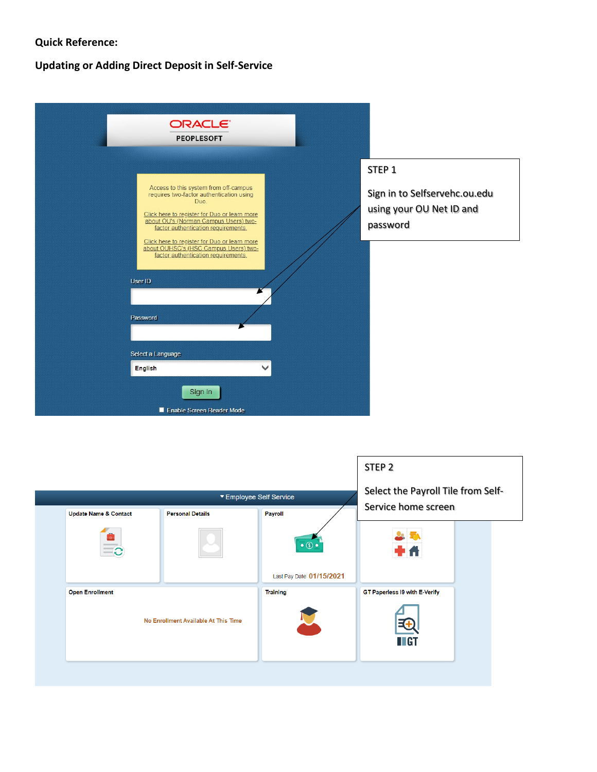**Quick Reference:**

**Updating or Adding Direct Deposit in Self-Service**

ORACLE
PEOPLESOFT

Access to this system from off-campus requires two-factor authentication using Duo.

Click here to register for Duo or learn more about OU's (Norman Campus Users) two-factor authentication requirements.

Click here to register for Duo or learn more about OUHSC's (HSC Campus Users) two-factor authentication requirements.

User ID

Password

Select a Language

English

Sign In

Enable Screen Reader Mode

STEP 1

Sign in to Selfservehc.ou.edu using your OU Net ID and password

STEP 2

Select the Payroll Tile from Self-Service home screen

Employee Self Service

Update Name & Contact

Personal Details

Payroll

Last Pay Date 01/15/2021

Open Enrollment

No Enrollment Available At This Time

Training

GT Paperless I9 with E-Verify

GT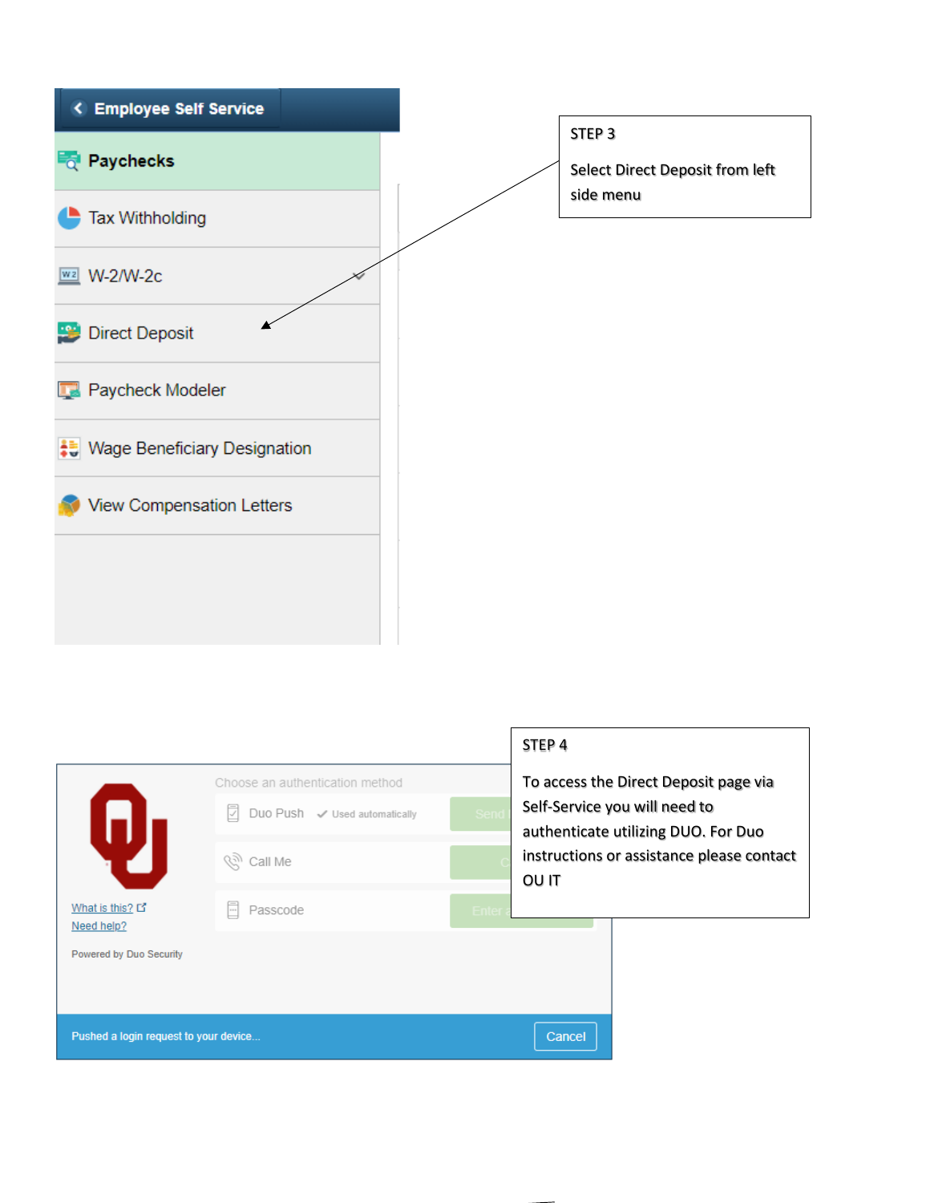Employee Self Service

Paychecks

Tax Withholding

W-2/W-2c

Direct Deposit

Paycheck Modeler

Wage Beneficiary Designation

View Compensation Letters

STEP 3

Select Direct Deposit from left side menu

Choose an authentication method

Duo Push ✓ Used automatically Send

Call Me

Passcode Enter

What is this?

Need help?

Powered by Duo Security

Pushed a login request to your device...

Cancel

STEP 4

To access the Direct Deposit page via Self-Service you will need to authenticate utilizing DUO. For Duo instructions or assistance please contact OU IT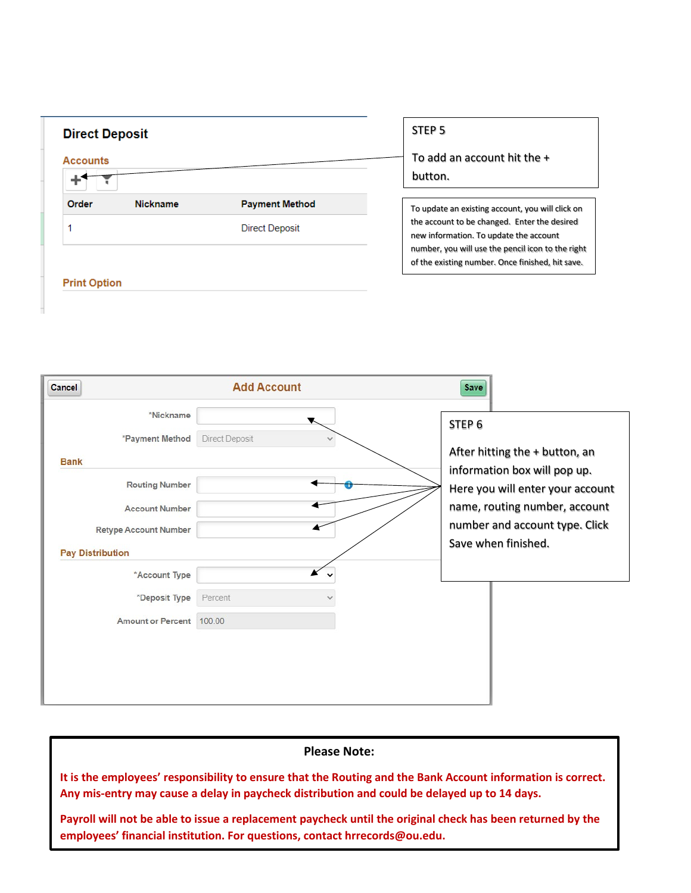## Direct Deposit

**Accounts**

| Order | Nickname | Payment Method |
| --- | --- | --- |
| 1 | | Direct Deposit |

**Print Option**

STEP 5

To add an account hit the + button.

To update an existing account, you will click on the account to be changed. Enter the desired new information. To update the account number, you will use the pencil icon to the right of the existing number. Once finished, hit save.

Cancel **Add Account** Save

*Nickname

*Payment Method: Direct Deposit

**Bank**

Routing Number

Account Number

Retype Account Number

**Pay Distribution**

*Account Type

*Deposit Type: Percent

Amount or Percent: 100.00

STEP 6

After hitting the + button, an information box will pop up. Here you will enter your account name, routing number, account number and account type. Click Save when finished.

**Please Note:**

**It is the employees' responsibility to ensure that the Routing and the Bank Account information is correct. Any mis-entry may cause a delay in paycheck distribution and could be delayed up to 14 days.**

**Payroll will not be able to issue a replacement paycheck until the original check has been returned by the employees' financial institution. For questions, contact hrrecords@ou.edu.**